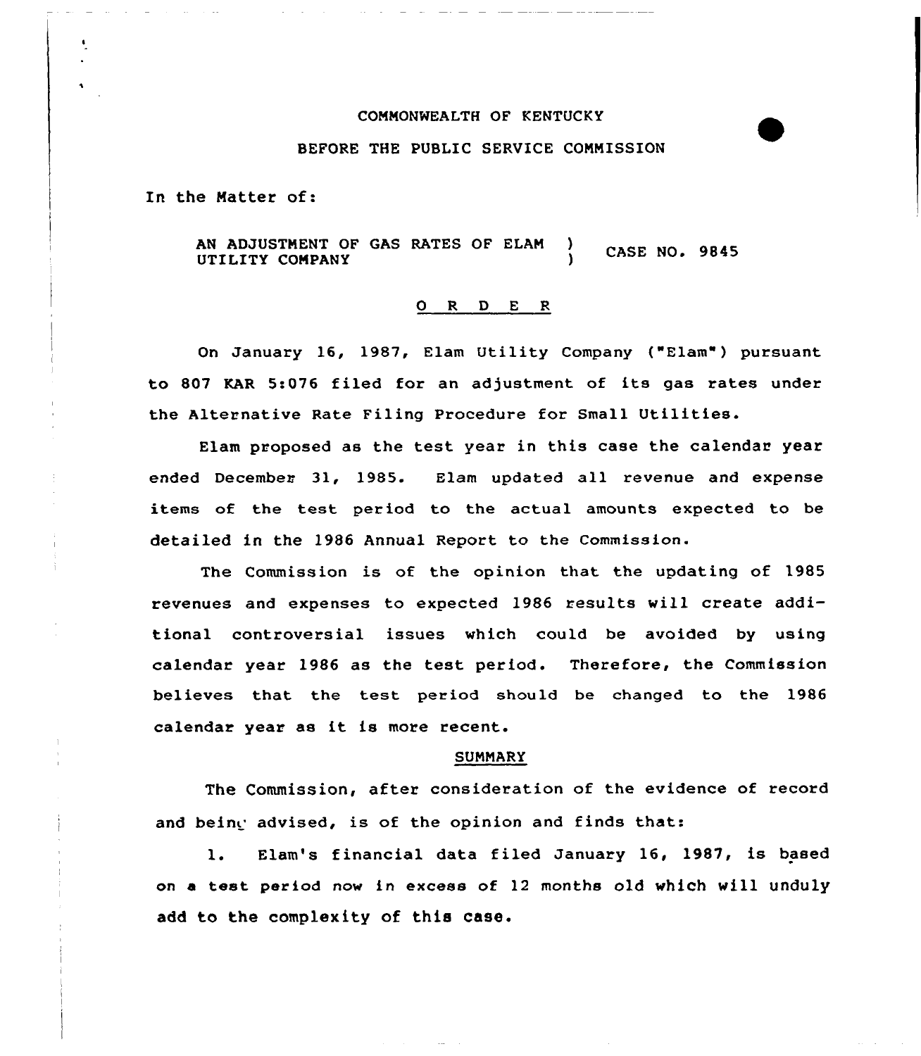COMMONWEALTH OF KENTUCKY

BEFORE THE PUBLIC SERVICE COMMISSION

In the Matter of:

AN ADJUSTMENT OF GAS RATES OF ELAM UTILITY COMPANY ) CASE NO. 9845

## O R D E R

On January 16, 1987, Elam Utility Company ("Elam") pursuant to 807 KAR 5:076 filed for an adjustment of its gas rates under the Alternative Rate Filing Procedure for Small Utilities.

Elam proposed as the test year in this case the calendar year ended December 31, 1985. Elam updated all revenue and expense items of the test period to the actual amounts expected to be detailed in the 1986 Annual Report to the Commission.

The Commission is of the opinion that the updating of 1985 revenues and expenses to expected 1986 results will create additional controversial issues which could be avoided by using calendar year 1986 as the test period. Therefore, the Commission believes that the test period should be changed to the 1986 calendar year as it is more recent.

## SUMMARY

The Commission, after consideration of the evidence of record and being advised, is of the opinion and finds that:

1. Elam's financial data filed January 16, 1987, is based on a test period now in excess of 12 months old which will unduly add to the complexity of this case.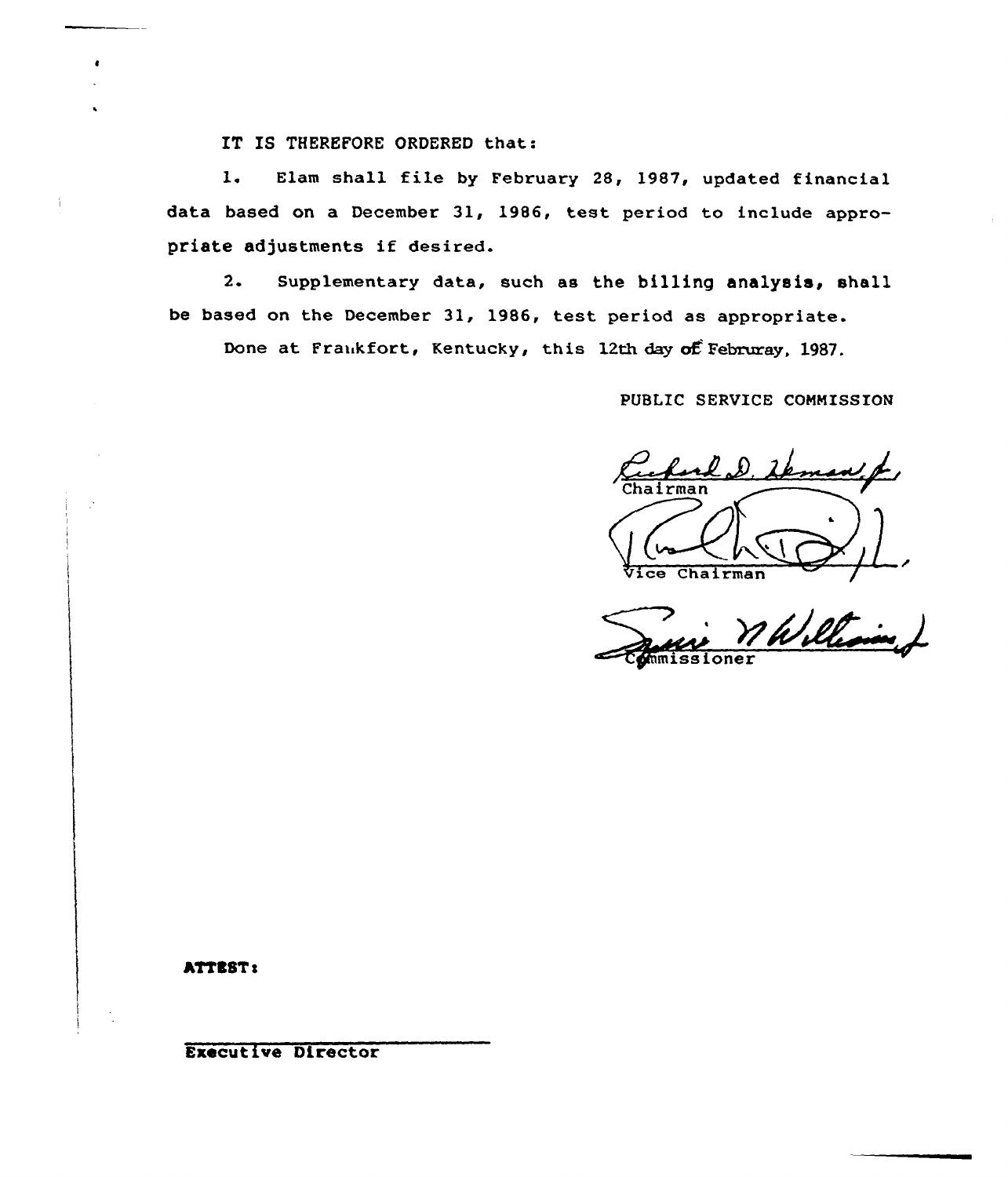IT IS THEREFORE ORDERED that:

1. Elam shall file by February 28, 1987, updated financial data based on a December 31, 1986, test period to include appropriate adjustments if desired.

2. Supplementary data, such as the billing analysis, shall be based on the December 31, 1986, test period as appropriate.

Done at Frankfort, Kentucky, this 12th day of Februray, 1987.

PUBLIC SERVICE COMMISSION

Chairman

Vice Chairman

Commissioner

ATTEST:

Executive Director